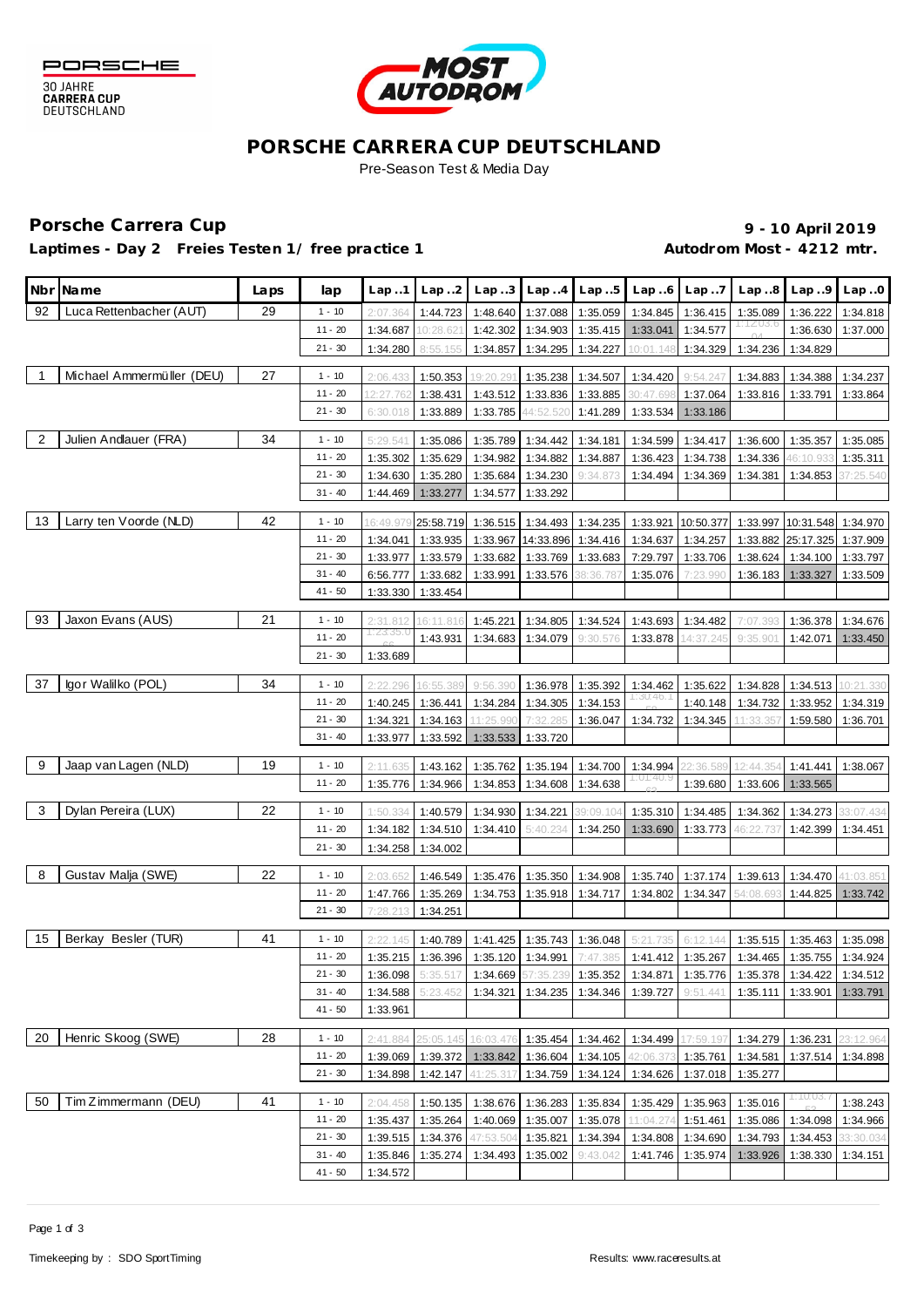PORSCHE
30 JAHRE
CARRERA CUP
DEUTSCHLAND

MOST AUTODROM

# PORSCHE CARRERA CUP DEUTSCHLAND

Pre-Season Test & Media Day

## Porsche Carrera Cup

**9 - 10 April 2019**

**Laptimes - Day 2 Freies Testen 1/ free practice 1**

**Autodrom Most - 4212 mtr.**

| Nbr | Name | Laps | lap | Lap..1 | Lap..2 | Lap..3 | Lap..4 | Lap..5 | Lap..6 | Lap..7 | Lap..8 | Lap..9 | Lap..0 |
|---|---|---|---|---|---|---|---|---|---|---|---|---|---|
| 92 | Luca Rettenbacher (AUT) | 29 | 1 - 10 | 2:07.364 | 1:44.723 | 1:48.640 | 1:37.088 | 1:35.059 | 1:34.845 | 1:36.415 | 1:35.089 | 1:36.222 | 1:34.818 |
| | | | 11 - 20 | 1:34.687 | 10:28.621 | 1:42.302 | 1:34.903 | 1:35.415 | 1:33.041 | 1:34.577 | 1:12:03.604 | 1:36.630 | 1:37.000 |
| | | | 21 - 30 | 1:34.280 | 8:55.155 | 1:34.857 | 1:34.295 | 1:34.227 | 10:01.148 | 1:34.329 | 1:34.236 | 1:34.829 | |
| 1 | Michael Ammermüller (DEU) | 27 | 1 - 10 | 2:06.433 | 1:50.353 | 19:20.291 | 1:35.238 | 1:34.507 | 1:34.420 | 9:54.247 | 1:34.883 | 1:34.388 | 1:34.237 |
| | | | 11 - 20 | 12:27.762 | 1:38.431 | 1:43.512 | 1:33.836 | 1:33.885 | 30:47.698 | 1:37.064 | 1:33.816 | 1:33.791 | 1:33.864 |
| | | | 21 - 30 | 6:30.018 | 1:33.889 | 1:33.785 | 44:52.520 | 1:41.289 | 1:33.534 | 1:33.186 | | | |
| 2 | Julien Andlauer (FRA) | 34 | 1 - 10 | 5:29.541 | 1:35.086 | 1:35.789 | 1:34.442 | 1:34.181 | 1:34.599 | 1:34.417 | 1:36.600 | 1:35.357 | 1:35.085 |
| | | | 11 - 20 | 1:35.302 | 1:35.629 | 1:34.982 | 1:34.882 | 1:34.887 | 1:36.423 | 1:34.738 | 1:34.336 | 46:10.933 | 1:35.311 |
| | | | 21 - 30 | 1:34.630 | 1:35.280 | 1:35.684 | 1:34.230 | 9:34.873 | 1:34.494 | 1:34.369 | 1:34.381 | 1:34.853 | 37:25.540 |
| | | | 31 - 40 | 1:44.469 | 1:33.277 | 1:34.577 | 1:33.292 | | | | | | |
| 13 | Larry ten Voorde (NLD) | 42 | 1 - 10 | 16:49.979 | 25:58.719 | 1:36.515 | 1:34.493 | 1:34.235 | 1:33.921 | 10:50.377 | 1:33.997 | 10:31.548 | 1:34.970 |
| | | | 11 - 20 | 1:34.041 | 1:33.935 | 1:33.967 | 14:33.896 | 1:34.416 | 1:34.637 | 1:34.257 | 1:33.882 | 25:17.325 | 1:37.909 |
| | | | 21 - 30 | 1:33.977 | 1:33.579 | 1:33.682 | 1:33.769 | 1:33.683 | 7:29.797 | 1:33.706 | 1:38.624 | 1:34.100 | 1:33.797 |
| | | | 31 - 40 | 6:56.777 | 1:33.682 | 1:33.991 | 1:33.576 | 38:36.787 | 1:35.076 | 7:23.990 | 1:36.183 | 1:33.327 | 1:33.509 |
| | | | 41 - 50 | 1:33.330 | 1:33.454 | | | | | | | | |
| 93 | Jaxon Evans (AUS) | 21 | 1 - 10 | 2:31.812 | 16:11.816 | 1:45.221 | 1:34.805 | 1:34.524 | 1:43.693 | 1:34.482 | 7:07.393 | 1:36.378 | 1:34.676 |
| | | | 11 - 20 | 1:23:35.066 | 1:43.931 | 1:34.683 | 1:34.079 | 9:30.576 | 1:33.878 | 14:37.245 | 9:35.901 | 1:42.071 | 1:33.450 |
| | | | 21 - 30 | 1:33.689 | | | | | | | | | |
| 37 | Igor Walilko (POL) | 34 | 1 - 10 | 2:22.296 | 16:55.389 | 9:56.390 | 1:36.978 | 1:35.392 | 1:34.462 | 1:35.622 | 1:34.828 | 1:34.513 | 10:21.330 |
| | | | 11 - 20 | 1:40.245 | 1:36.441 | 1:34.284 | 1:34.305 | 1:34.153 | 1:30:46.150 | 1:40.148 | 1:34.732 | 1:33.952 | 1:34.319 |
| | | | 21 - 30 | 1:34.321 | 1:34.163 | 11:25.990 | 7:32.285 | 1:36.047 | 1:34.732 | 1:34.345 | 11:33.357 | 1:59.580 | 1:36.701 |
| | | | 31 - 40 | 1:33.977 | 1:33.592 | 1:33.533 | 1:33.720 | | | | | | |
| 9 | Jaap van Lagen (NLD) | 19 | 1 - 10 | 2:11.635 | 1:43.162 | 1:35.762 | 1:35.194 | 1:34.700 | 1:34.994 | 22:36.589 | 12:44.354 | 1:41.441 | 1:38.067 |
| | | | 11 - 20 | 1:35.776 | 1:34.966 | 1:34.853 | 1:34.608 | 1:34.638 | 1:01:40.962 | 1:39.680 | 1:33.606 | 1:33.565 | |
| 3 | Dylan Pereira (LUX) | 22 | 1 - 10 | 1:50.334 | 1:40.579 | 1:34.930 | 1:34.221 | 39:09.104 | 1:35.310 | 1:34.485 | 1:34.362 | 1:34.273 | 33:07.434 |
| | | | 11 - 20 | 1:34.182 | 1:34.510 | 1:34.410 | 5:40.234 | 1:34.250 | 1:33.690 | 1:33.773 | 46:22.737 | 1:42.399 | 1:34.451 |
| | | | 21 - 30 | 1:34.258 | 1:34.002 | | | | | | | | |
| 8 | Gustav Malja (SWE) | 22 | 1 - 10 | 2:03.652 | 1:46.549 | 1:35.476 | 1:35.350 | 1:34.908 | 1:35.740 | 1:37.174 | 1:39.613 | 1:34.470 | 41:03.851 |
| | | | 11 - 20 | 1:47.766 | 1:35.269 | 1:34.753 | 1:35.918 | 1:34.717 | 1:34.802 | 1:34.347 | 54:08.693 | 1:44.825 | 1:33.742 |
| | | | 21 - 30 | 7:28.213 | 1:34.251 | | | | | | | | |
| 15 | Berkay Besler (TUR) | 41 | 1 - 10 | 2:22.145 | 1:40.789 | 1:41.425 | 1:35.743 | 1:36.048 | 5:21.735 | 6:12.144 | 1:35.515 | 1:35.463 | 1:35.098 |
| | | | 11 - 20 | 1:35.215 | 1:36.396 | 1:35.120 | 1:34.991 | 7:47.385 | 1:41.412 | 1:35.267 | 1:35.465 | 1:35.755 | 1:34.924 |
| | | | 21 - 30 | 1:36.098 | 5:35.517 | 1:34.669 | 57:35.239 | 1:35.352 | 1:34.871 | 1:35.776 | 1:35.378 | 1:34.422 | 1:34.512 |
| | | | 31 - 40 | 1:34.588 | 5:23.452 | 1:34.321 | 1:34.235 | 1:34.346 | 1:39.727 | 9:51.441 | 1:35.111 | 1:33.901 | 1:33.791 |
| | | | 41 - 50 | 1:33.961 | | | | | | | | | |
| 20 | Henric Skoog (SWE) | 28 | 1 - 10 | 2:41.884 | 25:05.145 | 16:03.476 | 1:35.454 | 1:34.462 | 1:34.499 | 17:59.197 | 1:34.279 | 1:36.231 | 23:12.964 |
| | | | 11 - 20 | 1:39.069 | 1:39.372 | 1:33.842 | 1:36.604 | 1:34.105 | 42:06.373 | 1:35.761 | 1:34.581 | 1:37.514 | 1:34.898 |
| | | | 21 - 30 | 1:34.898 | 1:42.147 | 41:25.317 | 1:34.759 | 1:34.124 | 1:34.626 | 1:37.018 | 1:35.277 | | |
| 50 | Tim Zimmermann (DEU) | 41 | 1 - 10 | 2:04.458 | 1:50.135 | 1:38.676 | 1:36.283 | 1:35.834 | 1:35.429 | 1:35.963 | 1:35.016 | 1:10:03.752 | 1:38.243 |
| | | | 11 - 20 | 1:35.437 | 1:35.264 | 1:40.069 | 1:35.007 | 1:35.078 | 11:04.274 | 1:51.461 | 1:35.086 | 1:34.098 | 1:34.966 |
| | | | 21 - 30 | 1:39.515 | 1:34.376 | 47:53.504 | 1:35.821 | 1:34.394 | 1:34.808 | 1:34.690 | 1:34.793 | 1:34.453 | 33:30.034 |
| | | | 31 - 40 | 1:35.846 | 1:35.274 | 1:34.493 | 1:35.002 | 9:43.042 | 1:41.746 | 1:35.974 | 1:33.926 | 1:38.330 | 1:34.151 |
| | | | 41 - 50 | 1:34.572 | | | | | | | | | |

Timekeeping by : SDO SportTiming

Results: www.raceresults.at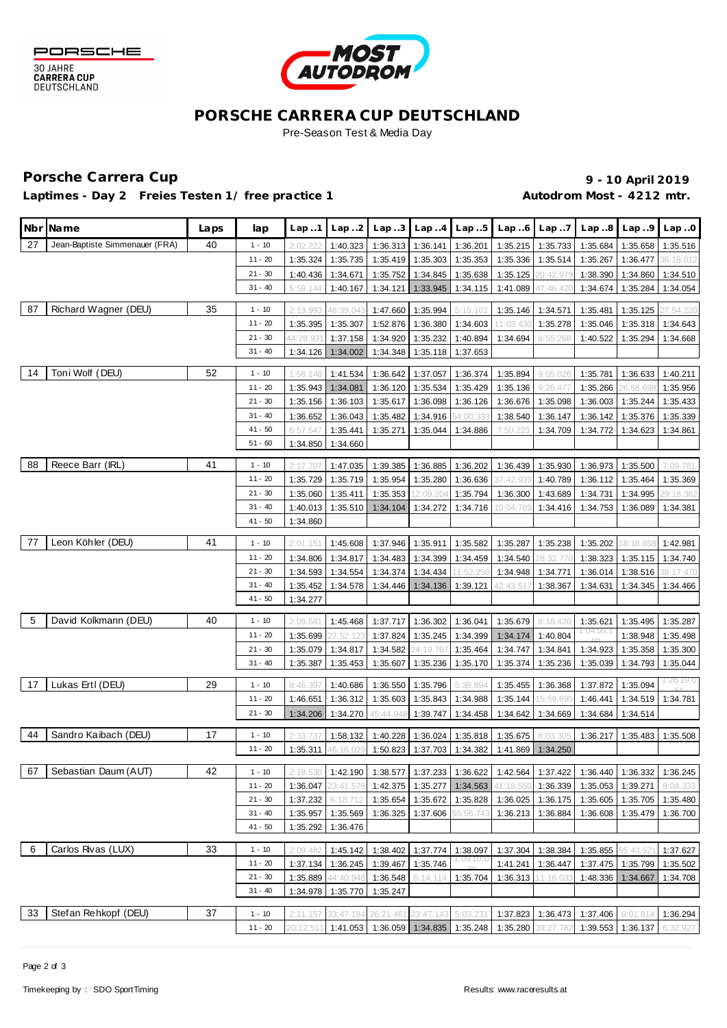PORSCHE
30 JAHRE
CARRERA CUP
DEUTSCHLAND

MOST AUTODROM

# PORSCHE CARRERA CUP DEUTSCHLAND

Pre-Season Test & Media Day

## Porsche Carrera Cup

**9 - 10 April 2019**

**Laptimes - Day 2 Freies Testen 1/ free practice 1**

**Autodrom Most - 4212 mtr.**

| Nbr | Name | Laps | lap | Lap ..1 | Lap ..2 | Lap ..3 | Lap ..4 | Lap ..5 | Lap ..6 | Lap ..7 | Lap ..8 | Lap ..9 | Lap ..0 |
|---|---|---|---|---|---|---|---|---|---|---|---|---|---|
| 27 | Jean-Baptiste Simmenauer (FRA) | 40 | 1 - 10 | 2:02.222 | 1:40.323 | 1:36.313 | 1:36.141 | 1:36.201 | 1:35.215 | 1:35.733 | 1:35.684 | 1:35.658 | 1:35.516 |
| | | | 11 - 20 | 1:35.324 | 1:35.735 | 1:35.419 | 1:35.303 | 1:35.353 | 1:35.336 | 1:35.514 | 1:35.267 | 1:36.477 | 36:18.012 |
| | | | 21 - 30 | 1:40.436 | 1:34.671 | 1:35.752 | 1:34.845 | 1:35.638 | 1:35.125 | 20:42.979 | 1:38.390 | 1:34.860 | 1:34.510 |
| | | | 31 - 40 | 5:59.144 | 1:40.167 | 1:34.121 | 1:33.945 | 1:34.115 | 1:41.089 | 47:46.420 | 1:34.674 | 1:35.284 | 1:34.054 |
| 87 | Richard Wagner (DEU) | 35 | 1 - 10 | 2:13.993 | 46:39.043 | 1:47.660 | 1:35.994 | 5:15.102 | 1:35.146 | 1:34.571 | 1:35.481 | 1:35.125 | 27:54.220 |
| | | | 11 - 20 | 1:35.395 | 1:35.307 | 1:52.876 | 1:36.380 | 1:34.603 | 11:03.430 | 1:35.278 | 1:35.046 | 1:35.318 | 1:34.643 |
| | | | 21 - 30 | 44:28.931 | 1:37.158 | 1:34.920 | 1:35.232 | 1:40.894 | 1:34.694 | 8:55.268 | 1:40.522 | 1:35.294 | 1:34.668 |
| | | | 31 - 40 | 1:34.126 | 1:34.002 | 1:34.348 | 1:35.118 | 1:37.653 | | | | | |
| 14 | Toni Wolf (DEU) | 52 | 1 - 10 | 1:58.148 | 1:41.534 | 1:36.642 | 1:37.057 | 1:36.374 | 1:35.894 | 9:05.026 | 1:35.781 | 1:36.633 | 1:40.211 |
| | | | 11 - 20 | 1:35.943 | 1:34.081 | 1:36.120 | 1:35.534 | 1:35.429 | 1:35.136 | 9:26.477 | 1:35.266 | 26:58.698 | 1:35.956 |
| | | | 21 - 30 | 1:35.156 | 1:36.103 | 1:35.617 | 1:36.098 | 1:36.126 | 1:36.676 | 1:35.098 | 1:36.003 | 1:35.244 | 1:35.433 |
| | | | 31 - 40 | 1:36.652 | 1:36.043 | 1:35.482 | 1:34.916 | 54:00.333 | 1:38.540 | 1:36.147 | 1:36.142 | 1:35.376 | 1:35.339 |
| | | | 41 - 50 | 6:57.647 | 1:35.441 | 1:35.271 | 1:35.044 | 1:34.886 | 7:50.223 | 1:34.709 | 1:34.772 | 1:34.623 | 1:34.861 |
| | | | 51 - 60 | 1:34.850 | 1:34.660 | | | | | | | | |
| 88 | Reece Barr (IRL) | 41 | 1 - 10 | 2:17.707 | 1:47.035 | 1:39.385 | 1:36.885 | 1:36.202 | 1:36.439 | 1:35.930 | 1:36.973 | 1:35.500 | 7:09.781 |
| | | | 11 - 20 | 1:35.729 | 1:35.719 | 1:35.954 | 1:35.280 | 1:36.636 | 37:42.939 | 1:40.789 | 1:36.112 | 1:35.464 | 1:35.369 |
| | | | 21 - 30 | 1:35.060 | 1:35.411 | 1:35.353 | 12:09.204 | 1:35.794 | 1:36.300 | 1:43.689 | 1:34.731 | 1:34.995 | 29:18.362 |
| | | | 31 - 40 | 1:40.013 | 1:35.510 | 1:34.104 | 1:34.272 | 1:34.716 | 10:04.789 | 1:34.416 | 1:34.753 | 1:36.089 | 1:34.381 |
| | | | 41 - 50 | 1:34.860 | | | | | | | | | |
| 77 | Leon Köhler (DEU) | 41 | 1 - 10 | 2:01.151 | 1:45.608 | 1:37.946 | 1:35.911 | 1:35.582 | 1:35.287 | 1:35.238 | 1:35.202 | 18:18.858 | 1:42.981 |
| | | | 11 - 20 | 1:34.806 | 1:34.817 | 1:34.483 | 1:34.399 | 1:34.459 | 1:34.540 | 28:32.770 | 1:38.323 | 1:35.115 | 1:34.740 |
| | | | 21 - 30 | 1:34.593 | 1:34.554 | 1:34.374 | 1:34.434 | 11:52.250 | 1:34.948 | 1:34.771 | 1:36.014 | 1:38.516 | 38:17.470 |
| | | | 31 - 40 | 1:35.452 | 1:34.578 | 1:34.446 | 1:34.136 | 1:39.121 | 42:43.517 | 1:38.367 | 1:34.631 | 1:34.345 | 1:34.466 |
| | | | 41 - 50 | 1:34.277 | | | | | | | | | |
| 5 | David Kolkmann (DEU) | 40 | 1 - 10 | 2:09.581 | 1:45.468 | 1:37.717 | 1:36.302 | 1:36.041 | 1:35.679 | 8:18.420 | 1:35.621 | 1:35.495 | 1:35.287 |
| | | | 11 - 20 | 1:35.699 | 27:52.123 | 1:37.824 | 1:35.245 | 1:34.399 | 1:34.174 | 1:40.804 | 1:04:55.160 | 1:38.948 | 1:35.498 |
| | | | 21 - 30 | 1:35.079 | 1:34.817 | 1:34.582 | 24:19.767 | 1:35.464 | 1:34.747 | 1:34.841 | 1:34.923 | 1:35.358 | 1:35.300 |
| | | | 31 - 40 | 1:35.387 | 1:35.453 | 1:35.607 | 1:35.236 | 1:35.170 | 1:35.374 | 1:35.236 | 1:35.039 | 1:34.793 | 1:35.044 |
| 17 | Lukas Ertl (DEU) | 29 | 1 - 10 | 8:46.397 | 1:40.686 | 1:36.550 | 1:35.796 | 5:38.894 | 1:35.455 | 1:36.368 | 1:37.872 | 1:35.094 | 1:26:19.051 |
| | | | 11 - 20 | 1:46.651 | 1:36.312 | 1:35.603 | 1:35.843 | 1:34.988 | 1:35.144 | 15:59.895 | 1:46.441 | 1:34.519 | 1:34.781 |
| | | | 21 - 30 | 1:34.206 | 1:34.270 | 45:44.948 | 1:39.747 | 1:34.458 | 1:34.642 | 1:34.669 | 1:34.684 | 1:34.514 | |
| 44 | Sandro Kaibach (DEU) | 17 | 1 - 10 | 2:33.737 | 1:58.132 | 1:40.228 | 1:36.024 | 1:35.818 | 1:35.675 | 8:03.305 | 1:36.217 | 1:35.483 | 1:35.508 |
| | | | 11 - 20 | 1:35.311 | 46:16.029 | 1:50.823 | 1:37.703 | 1:34.382 | 1:41.869 | 1:34.250 | | | |
| 67 | Sebastian Daum (AUT) | 42 | 1 - 10 | 2:19.530 | 1:42.190 | 1:38.577 | 1:37.233 | 1:36.622 | 1:42.564 | 1:37.422 | 1:36.440 | 1:36.332 | 1:36.245 |
| | | | 11 - 20 | 1:36.047 | 23:41.578 | 1:42.375 | 1:35.277 | 1:34.563 | 41:18.550 | 1:36.339 | 1:35.053 | 1:39.271 | 8:04.333 |
| | | | 21 - 30 | 1:37.232 | 6:18.712 | 1:35.654 | 1:35.672 | 1:35.828 | 1:36.025 | 1:36.175 | 1:35.605 | 1:35.705 | 1:35.480 |
| | | | 31 - 40 | 1:35.957 | 1:35.569 | 1:36.325 | 1:37.606 | 55:56.743 | 1:36.213 | 1:36.884 | 1:36.608 | 1:35.479 | 1:36.700 |
| | | | 41 - 50 | 1:35.292 | 1:36.476 | | | | | | | | |
| 6 | Carlos Rivas (LUX) | 33 | 1 - 10 | 2:09.482 | 1:45.142 | 1:38.402 | 1:37.774 | 1:38.097 | 1:37.304 | 1:38.384 | 1:35.855 | 55:43.521 | 1:37.627 |
| | | | 11 - 20 | 1:37.134 | 1:36.245 | 1:39.467 | 1:35.746 | 1:05:10.070 | 1:41.241 | 1:36.447 | 1:37.475 | 1:35.799 | 1:35.502 |
| | | | 21 - 30 | 1:35.889 | 44:40.948 | 1:36.548 | 6:14.114 | 1:35.704 | 1:36.313 | 11:16.033 | 1:48.336 | 1:34.667 | 1:34.708 |
| | | | 31 - 40 | 1:34.978 | 1:35.770 | 1:35.247 | | | | | | | |
| 33 | Stefan Rehkopf (DEU) | 37 | 1 - 10 | 2:11.157 | 33:47.184 | 26:21.461 | 23:47.143 | 5:03.231 | 1:37.823 | 1:36.473 | 1:37.406 | 6:01.914 | 1:36.294 |
| | | | 11 - 20 | 20:12.511 | 1:41.053 | 1:36.059 | 1:34.835 | 1:35.248 | 1:35.280 | 39:27.782 | 1:39.553 | 1:36.137 | 6:32.927 |

Timekeeping by : SDO SportTiming

Results: www.raceresults.at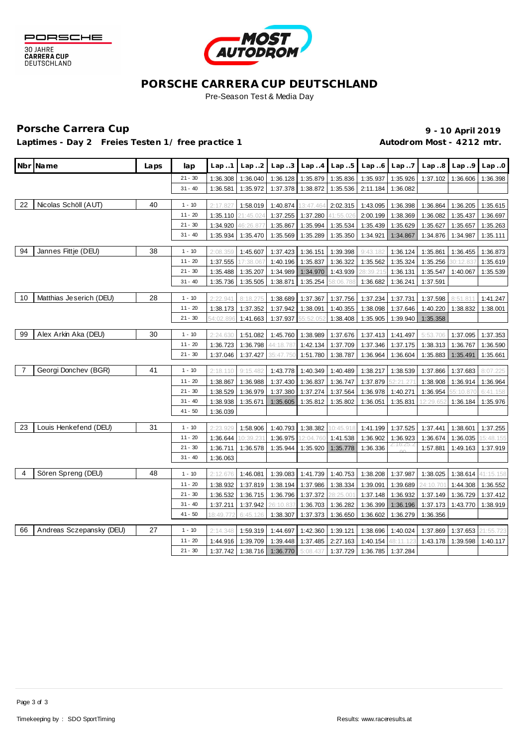PORSCHE
30 JAHRE
CARRERA CUP
DEUTSCHLAND

MOST AUTODROM

# PORSCHE CARRERA CUP DEUTSCHLAND

Pre-Season Test & Media Day

## Porsche Carrera Cup

**9 - 10 April 2019**

**Laptimes - Day 2 Freies Testen 1/ free practice 1**

**Autodrom Most - 4212 mtr.**

| Nbr | Name | Laps | lap | Lap..1 | Lap..2 | Lap..3 | Lap..4 | Lap..5 | Lap..6 | Lap..7 | Lap..8 | Lap..9 | Lap..0 |
|---|---|---|---|---|---|---|---|---|---|---|---|---|---|
| | | | 21 - 30 | 1:36.308 | 1:36.040 | 1:36.128 | 1:35.879 | 1:35.836 | 1:35.937 | 1:35.926 | 1:37.102 | 1:36.606 | 1:36.398 |
| | | | 31 - 40 | 1:36.581 | 1:35.972 | 1:37.378 | 1:38.872 | 1:35.536 | 2:11.184 | 1:36.082 | | | |
| 22 | Nicolas Schöll (AUT) | 40 | 1 - 10 | 2:17.827 | 1:58.019 | 1:40.874 | 13:47.464 | 2:02.315 | 1:43.095 | 1:36.398 | 1:36.864 | 1:36.205 | 1:35.615 |
| | | | 11 - 20 | 1:35.110 | 21:45.024 | 1:37.255 | 1:37.280 | 41:55.026 | 2:00.199 | 1:38.369 | 1:36.082 | 1:35.437 | 1:36.697 |
| | | | 21 - 30 | 1:34.920 | 46:26.877 | 1:35.867 | 1:35.994 | 1:35.534 | 1:35.439 | 1:35.629 | 1:35.627 | 1:35.657 | 1:35.263 |
| | | | 31 - 40 | 1:35.934 | 1:35.470 | 1:35.569 | 1:35.289 | 1:35.350 | 1:34.921 | 1:34.867 | 1:34.876 | 1:34.987 | 1:35.111 |
| 94 | Jannes Fittje (DEU) | 38 | 1 - 10 | 2:08.359 | 1:45.607 | 1:37.423 | 1:36.151 | 1:39.398 | 9:43.182 | 1:36.124 | 1:35.861 | 1:36.455 | 1:36.873 |
| | | | 11 - 20 | 1:37.555 | 17:38.067 | 1:40.196 | 1:35.837 | 1:36.322 | 1:35.562 | 1:35.324 | 1:35.256 | 30:12.837 | 1:35.619 |
| | | | 21 - 30 | 1:35.488 | 1:35.207 | 1:34.989 | 1:34.970 | 1:43.939 | 28:39.215 | 1:36.131 | 1:35.547 | 1:40.067 | 1:35.539 |
| | | | 31 - 40 | 1:35.736 | 1:35.505 | 1:38.871 | 1:35.254 | 58:06.788 | 1:36.682 | 1:36.241 | 1:37.591 | | |
| 10 | Matthias Jeserich (DEU) | 28 | 1 - 10 | 2:22.941 | 8:18.275 | 1:38.689 | 1:37.367 | 1:37.756 | 1:37.234 | 1:37.731 | 1:37.598 | 8:51.811 | 1:41.247 |
| | | | 11 - 20 | 1:38.173 | 1:37.352 | 1:37.942 | 1:38.091 | 1:40.355 | 1:38.098 | 1:37.646 | 1:40.220 | 1:38.832 | 1:38.001 |
| | | | 21 - 30 | 54:02.896 | 1:41.663 | 1:37.937 | 55:52.052 | 1:38.408 | 1:35.905 | 1:39.940 | 1:35.358 | | |
| 99 | Alex Arkin Aka (DEU) | 30 | 1 - 10 | 2:24.630 | 1:51.082 | 1:45.760 | 1:38.989 | 1:37.676 | 1:37.413 | 1:41.497 | 5:53.706 | 1:37.095 | 1:37.353 |
| | | | 11 - 20 | 1:36.723 | 1:36.798 | 44:18.787 | 1:42.134 | 1:37.709 | 1:37.346 | 1:37.175 | 1:38.313 | 1:36.767 | 1:36.590 |
| | | | 21 - 30 | 1:37.046 | 1:37.427 | 35:47.750 | 1:51.780 | 1:38.787 | 1:36.964 | 1:36.604 | 1:35.883 | 1:35.491 | 1:35.661 |
| 7 | Georgi Donchev (BGR) | 41 | 1 - 10 | 2:18.110 | 9:15.482 | 1:43.778 | 1:40.349 | 1:40.489 | 1:38.217 | 1:38.539 | 1:37.866 | 1:37.683 | 8:07.225 |
| | | | 11 - 20 | 1:38.867 | 1:36.988 | 1:37.430 | 1:36.837 | 1:36.747 | 1:37.879 | 52:21.271 | 1:38.908 | 1:36.914 | 1:36.964 |
| | | | 21 - 30 | 1:38.529 | 1:36.979 | 1:37.380 | 1:37.274 | 1:37.564 | 1:36.978 | 1:40.271 | 1:36.954 | 55:10.870 | 6:41.158 |
| | | | 31 - 40 | 1:38.938 | 1:35.671 | 1:35.605 | 1:35.812 | 1:35.802 | 1:36.051 | 1:35.831 | 12:29.652 | 1:36.184 | 1:35.976 |
| | | | 41 - 50 | 1:36.039 | | | | | | | | | |
| 23 | Louis Henkefend (DEU) | 31 | 1 - 10 | 2:23.929 | 1:58.906 | 1:40.793 | 1:38.382 | 10:45.918 | 1:41.199 | 1:37.525 | 1:37.441 | 1:38.601 | 1:37.255 |
| | | | 11 - 20 | 1:36.644 | 10:39.231 | 1:36.975 | 12:04.760 | 1:41.538 | 1:36.902 | 1:36.923 | 1:36.674 | 1:36.035 | 15:48.155 |
| | | | 21 - 30 | 1:36.711 | 1:36.578 | 1:35.944 | 1:35.920 | 1:35.778 | 1:36.336 | 2:16:25.2.. | 1:57.881 | 1:49.163 | 1:37.919 |
| | | | 31 - 40 | 1:36.063 | | | | | | | | | |
| 4 | Sören Spreng (DEU) | 48 | 1 - 10 | 2:12.676 | 1:46.081 | 1:39.083 | 1:41.739 | 1:40.753 | 1:38.208 | 1:37.987 | 1:38.025 | 1:38.614 | 41:15.158 |
| | | | 11 - 20 | 1:38.932 | 1:37.819 | 1:38.194 | 1:37.986 | 1:38.334 | 1:39.091 | 1:39.689 | 24:10.701 | 1:44.308 | 1:36.552 |
| | | | 21 - 30 | 1:36.532 | 1:36.715 | 1:36.796 | 1:37.372 | 28:25.001 | 1:37.148 | 1:36.932 | 1:37.149 | 1:36.729 | 1:37.412 |
| | | | 31 - 40 | 1:37.211 | 1:37.942 | 26:10.837 | 1:36.703 | 1:36.282 | 1:36.399 | 1:36.196 | 1:37.173 | 1:43.770 | 1:38.919 |
| | | | 41 - 50 | 18:49.772 | 6:45.126 | 1:38.307 | 1:37.373 | 1:36.650 | 1:36.602 | 1:36.279 | 1:36.356 | | |
| 66 | Andreas Sczepansky (DEU) | 27 | 1 - 10 | 2:14.348 | 1:59.319 | 1:44.697 | 1:42.360 | 1:39.121 | 1:38.696 | 1:40.024 | 1:37.869 | 1:37.653 | 21:55.723 |
| | | | 11 - 20 | 1:44.916 | 1:39.709 | 1:39.448 | 1:37.485 | 2:27.163 | 1:40.154 | 48:11.123 | 1:43.178 | 1:39.598 | 1:40.117 |
| | | | 21 - 30 | 1:37.742 | 1:38.716 | 1:36.770 | 5:08.437 | 1:37.729 | 1:36.785 | 1:37.284 | | | |

Timekeeping by : SDO SportTiming

Results: www.raceresults.at